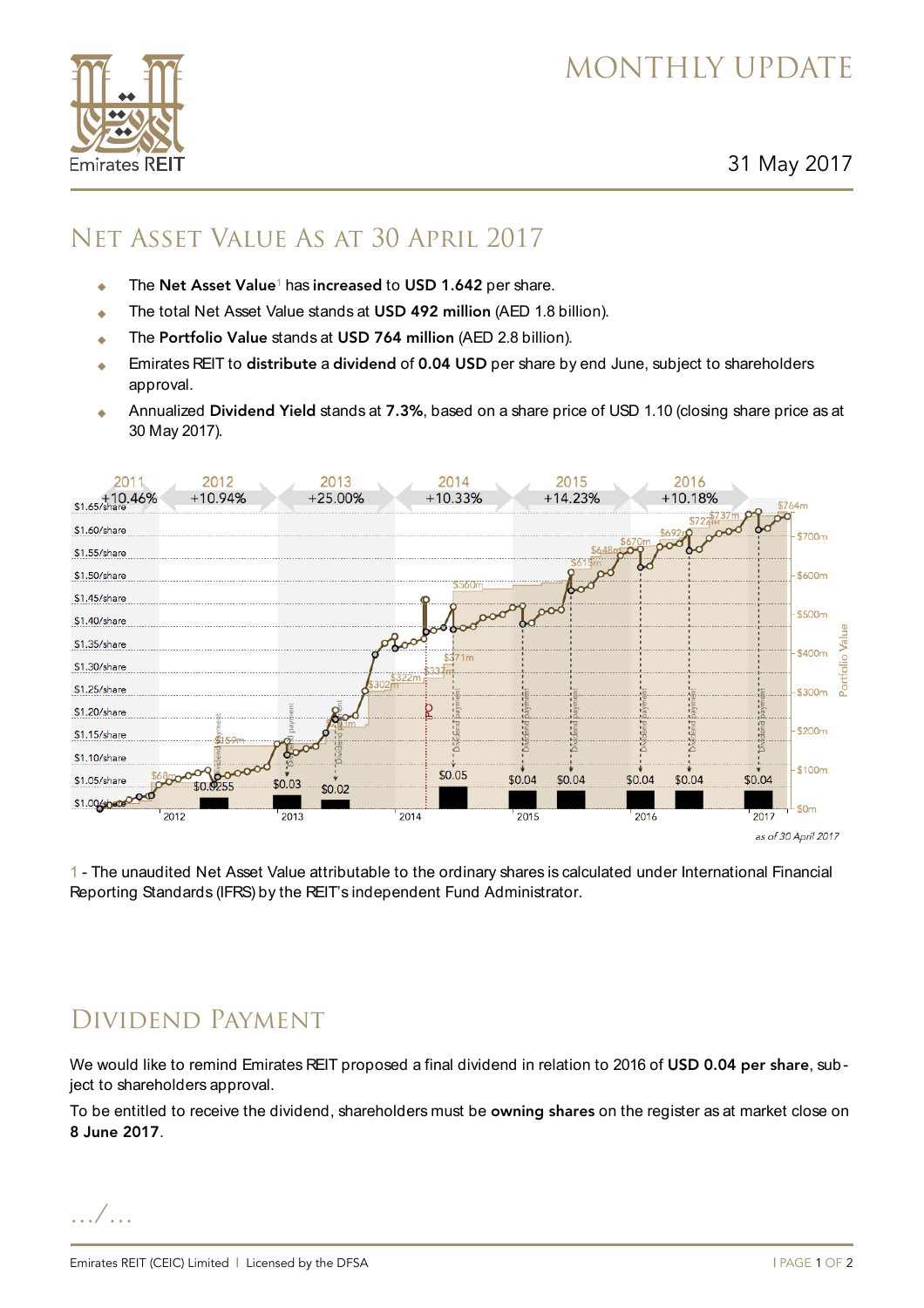# MONTHLY UPDATE

31 May 2017

## Net Asset Value As at 30 April 2017

- The **Net Asset Value**[1] has **increased** to **USD 1.642** per share.
- The total Net Asset Value stands at **USD 492 million** (AED 1.8 billion).
- The **Portfolio Value** stands at **USD 764 million** (AED 2.8 billion).
- Emirates REIT to **distribute** a **dividend** of **0.04 USD** per share by end June, subject to shareholders approval.
- Annualized **Dividend Yield** stands at **7.3%**, based on a share price of USD 1.10 (closing share price as at 30 May 2017).

1 - The unaudited Net Asset Value attributable to the ordinary shares is calculated under International Financial Reporting Standards (IFRS) by the REIT's independent Fund Administrator.

## Dividend Payment

We would like to remind Emirates REIT proposed a final dividend in relation to 2016 of **USD 0.04 per share**, subject to shareholders approval.

To be entitled to receive the dividend, shareholders must be **owning shares** on the register as at market close on **8 June 2017**.

.../...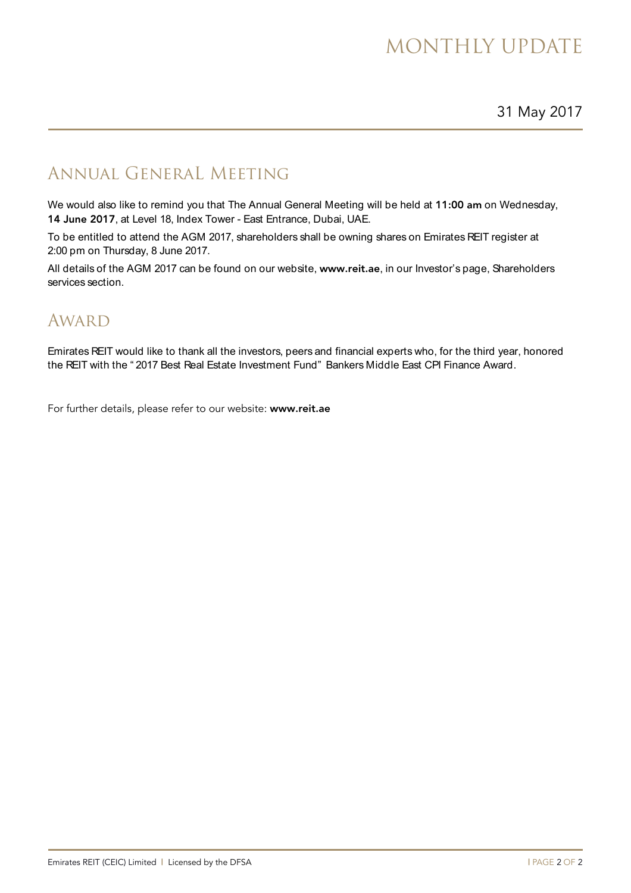## Annual GeneraL Meeting

We would also like to remind you that The Annual General Meeting will be held at **11:00 am** on Wednesday, **14 June 2017**, at Level 18, Index Tower - East Entrance, Dubai, UAE.

To be entitled to attend the AGM 2017, shareholders shall be owning shares on Emirates REIT register at 2:00 pm on Thursday, 8 June 2017.

All details of the AGM 2017 can be found on our website, **www.reit.ae**, in our Investor's page, Shareholders services section.

## Award

Emirates REIT would like to thank all the investors, peers and financial experts who, for the third year, honored the REIT with the "2017 Best Real Estate Investment Fund" Bankers Middle East CPI Finance Award.

For further details, please refer to our website: **www.reit.ae**